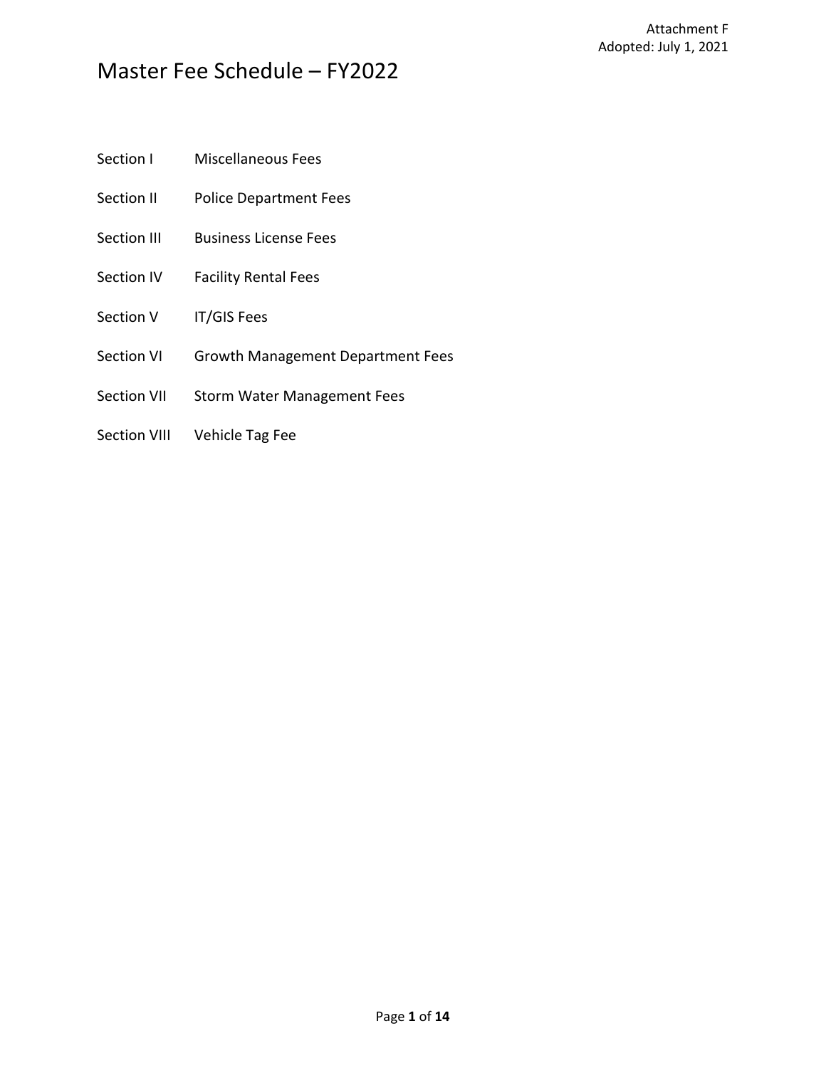Attachment F
Adopted: July 1, 2021

# Master Fee Schedule – FY2022

| | |
|---|---|
| Section I | Miscellaneous Fees |
| Section II | Police Department Fees |
| Section III | Business License Fees |
| Section IV | Facility Rental Fees |
| Section V | IT/GIS Fees |
| Section VI | Growth Management Department Fees |
| Section VII | Storm Water Management Fees |
| Section VIII | Vehicle Tag Fee |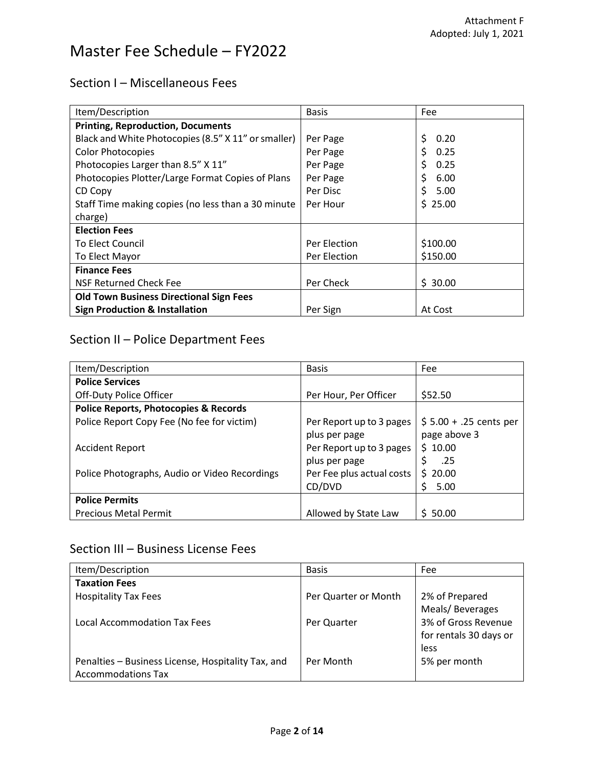Attachment F
Adopted: July 1, 2021

# Master Fee Schedule – FY2022

## Section I – Miscellaneous Fees

| Item/Description | Basis | Fee |
|---|---|---|
| **Printing, Reproduction, Documents** | | |
| Black and White Photocopies (8.5” X 11” or smaller) | Per Page | $ 0.20 |
| Color Photocopies | Per Page | $ 0.25 |
| Photocopies Larger than 8.5” X 11” | Per Page | $ 0.25 |
| Photocopies Plotter/Large Format Copies of Plans | Per Page | $ 6.00 |
| CD Copy | Per Disc | $ 5.00 |
| Staff Time making copies (no less than a 30 minute charge) | Per Hour | $ 25.00 |
| **Election Fees** | | |
| To Elect Council | Per Election | $100.00 |
| To Elect Mayor | Per Election | $150.00 |
| **Finance Fees** | | |
| NSF Returned Check Fee | Per Check | $ 30.00 |
| **Old Town Business Directional Sign Fees** | | |
| **Sign Production & Installation** | Per Sign | At Cost |

## Section II – Police Department Fees

| Item/Description | Basis | Fee |
|---|---|---|
| **Police Services** | | |
| Off-Duty Police Officer | Per Hour, Per Officer | $52.50 |
| **Police Reports, Photocopies & Records** | | |
| Police Report Copy Fee (No fee for victim) | Per Report up to 3 pages plus per page | $ 5.00 + .25 cents per page above 3 |
| Accident Report | Per Report up to 3 pages plus per page | $ 10.00<br>$ .25 |
| Police Photographs, Audio or Video Recordings | Per Fee plus actual costs<br>CD/DVD | $ 20.00<br>$ 5.00 |
| **Police Permits** | | |
| Precious Metal Permit | Allowed by State Law | $ 50.00 |

## Section III – Business License Fees

| Item/Description | Basis | Fee |
|---|---|---|
| **Taxation Fees** | | |
| Hospitality Tax Fees | Per Quarter or Month | 2% of Prepared Meals/ Beverages |
| Local Accommodation Tax Fees | Per Quarter | 3% of Gross Revenue for rentals 30 days or less |
| Penalties – Business License, Hospitality Tax, and Accommodations Tax | Per Month | 5% per month |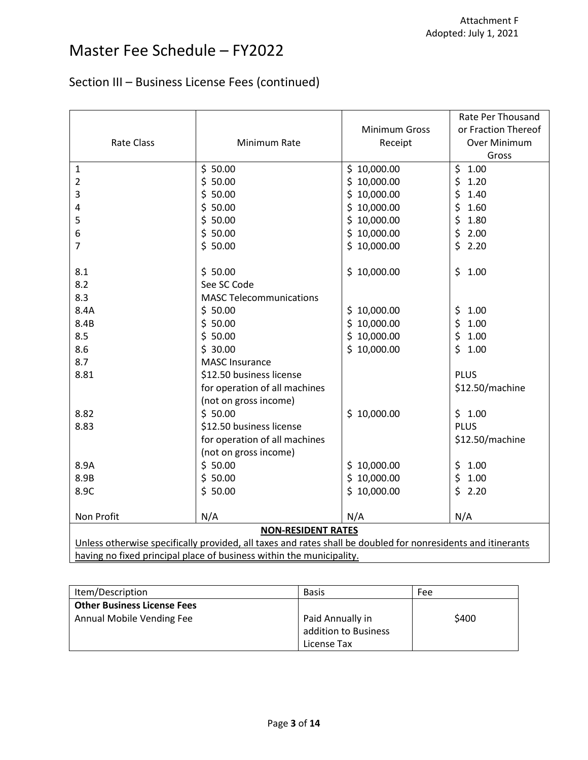Attachment F
Adopted: July 1, 2021

# Master Fee Schedule – FY2022

## Section III – Business License Fees (continued)

| Rate Class | Minimum Rate | Minimum Gross Receipt | Rate Per Thousand or Fraction Thereof Over Minimum Gross |
|---|---|---|---|
| 1 | $ 50.00 | $ 10,000.00 | $ 1.00 |
| 2 | $ 50.00 | $ 10,000.00 | $ 1.20 |
| 3 | $ 50.00 | $ 10,000.00 | $ 1.40 |
| 4 | $ 50.00 | $ 10,000.00 | $ 1.60 |
| 5 | $ 50.00 | $ 10,000.00 | $ 1.80 |
| 6 | $ 50.00 | $ 10,000.00 | $ 2.00 |
| 7 | $ 50.00 | $ 10,000.00 | $ 2.20 |
| 8.1 | $ 50.00 | $ 10,000.00 | $ 1.00 |
| 8.2 | See SC Code | | |
| 8.3 | MASC Telecommunications | | |
| 8.4A | $ 50.00 | $ 10,000.00 | $ 1.00 |
| 8.4B | $ 50.00 | $ 10,000.00 | $ 1.00 |
| 8.5 | $ 50.00 | $ 10,000.00 | $ 1.00 |
| 8.6 | $ 30.00 | $ 10,000.00 | $ 1.00 |
| 8.7 | MASC Insurance | | |
| 8.81 | $12.50 business license for operation of all machines (not on gross income) | | PLUS $12.50/machine |
| 8.82 | $ 50.00 | $ 10,000.00 | $ 1.00 |
| 8.83 | $12.50 business license for operation of all machines (not on gross income) | | PLUS $12.50/machine |
| 8.9A | $ 50.00 | $ 10,000.00 | $ 1.00 |
| 8.9B | $ 50.00 | $ 10,000.00 | $ 1.00 |
| 8.9C | $ 50.00 | $ 10,000.00 | $ 2.20 |
| Non Profit | N/A | N/A | N/A |

**NON-RESIDENT RATES**

Unless otherwise specifically provided, all taxes and rates shall be doubled for nonresidents and itinerants having no fixed principal place of business within the municipality.

| Item/Description | Basis | Fee |
|---|---|---|
| **Other Business License Fees** | | |
| Annual Mobile Vending Fee | Paid Annually in addition to Business License Tax | $400 |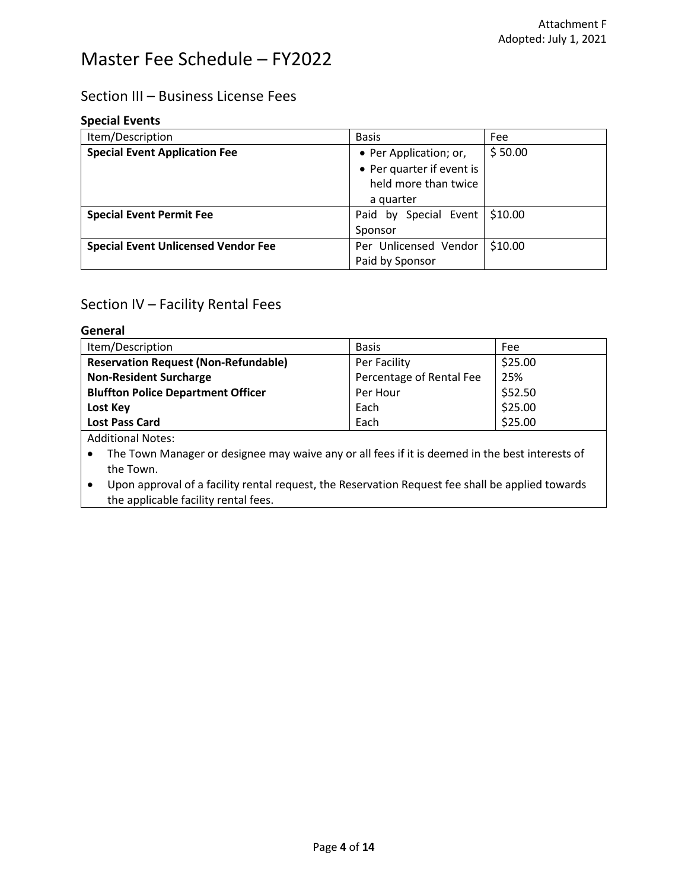Attachment F
Adopted: July 1, 2021

# Master Fee Schedule – FY2022

## Section III – Business License Fees

### Special Events

| Item/Description | Basis | Fee |
|---|---|---|
| **Special Event Application Fee** | • Per Application; or, • Per quarter if event is held more than twice a quarter | $ 50.00 |
| **Special Event Permit Fee** | Paid by Special Event Sponsor | $10.00 |
| **Special Event Unlicensed Vendor Fee** | Per Unlicensed Vendor Paid by Sponsor | $10.00 |

## Section IV – Facility Rental Fees

### General

| Item/Description | Basis | Fee |
|---|---|---|
| **Reservation Request (Non-Refundable)** | Per Facility | $25.00 |
| **Non-Resident Surcharge** | Percentage of Rental Fee | 25% |
| **Bluffton Police Department Officer** | Per Hour | $52.50 |
| **Lost Key** | Each | $25.00 |
| **Lost Pass Card** | Each | $25.00 |

Additional Notes:

- The Town Manager or designee may waive any or all fees if it is deemed in the best interests of the Town.
- Upon approval of a facility rental request, the Reservation Request fee shall be applied towards the applicable facility rental fees.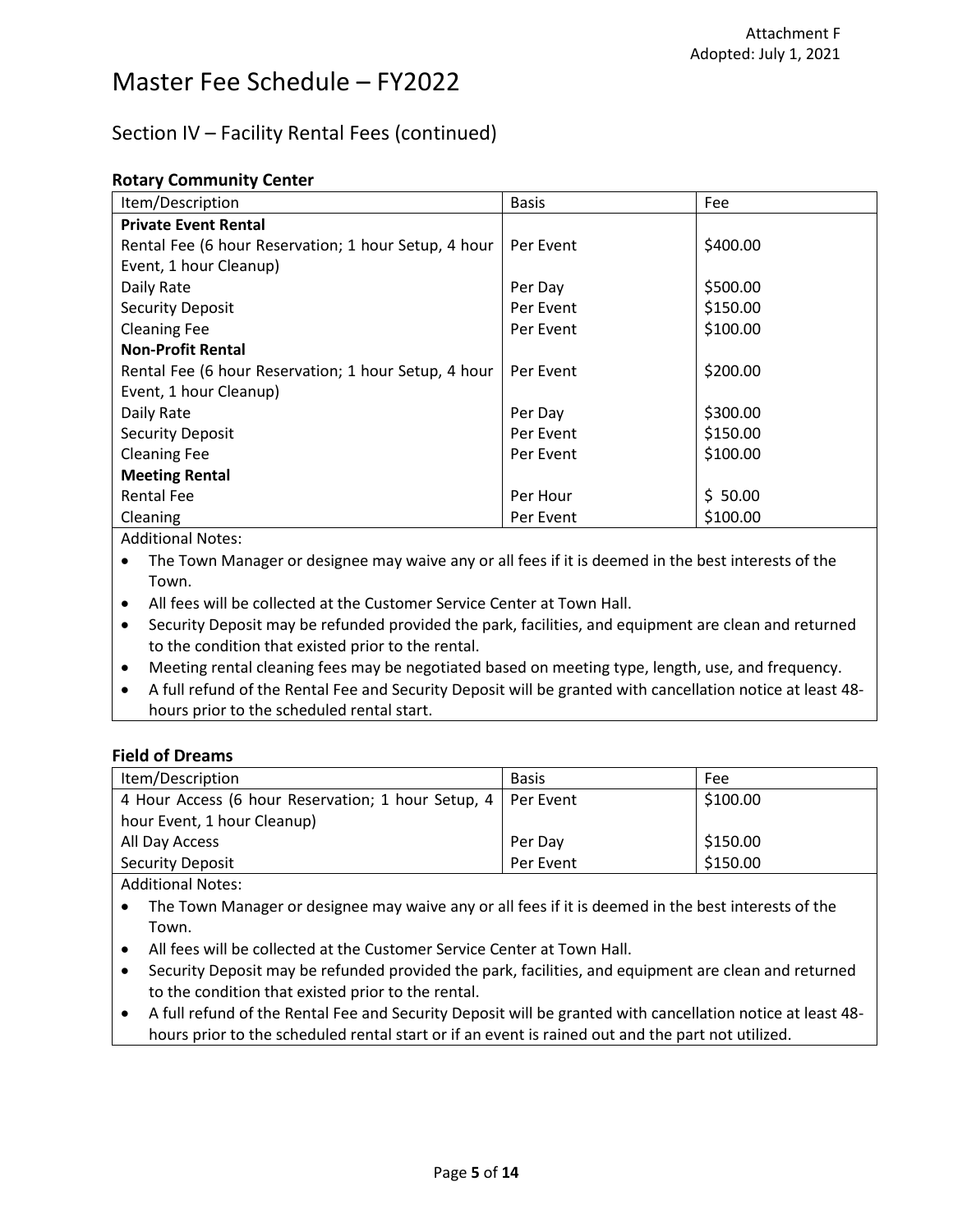Attachment F
Adopted: July 1, 2021

# Master Fee Schedule – FY2022

## Section IV – Facility Rental Fees (continued)

### Rotary Community Center

| Item/Description | Basis | Fee |
|---|---|---|
| **Private Event Rental** | | |
| Rental Fee (6 hour Reservation; 1 hour Setup, 4 hour Event, 1 hour Cleanup) | Per Event | $400.00 |
| Daily Rate | Per Day | $500.00 |
| Security Deposit | Per Event | $150.00 |
| Cleaning Fee | Per Event | $100.00 |
| **Non-Profit Rental** | | |
| Rental Fee (6 hour Reservation; 1 hour Setup, 4 hour Event, 1 hour Cleanup) | Per Event | $200.00 |
| Daily Rate | Per Day | $300.00 |
| Security Deposit | Per Event | $150.00 |
| Cleaning Fee | Per Event | $100.00 |
| **Meeting Rental** | | |
| Rental Fee | Per Hour | $ 50.00 |
| Cleaning | Per Event | $100.00 |

Additional Notes:

- The Town Manager or designee may waive any or all fees if it is deemed in the best interests of the Town.
- All fees will be collected at the Customer Service Center at Town Hall.
- Security Deposit may be refunded provided the park, facilities, and equipment are clean and returned to the condition that existed prior to the rental.
- Meeting rental cleaning fees may be negotiated based on meeting type, length, use, and frequency.
- A full refund of the Rental Fee and Security Deposit will be granted with cancellation notice at least 48-hours prior to the scheduled rental start.

### Field of Dreams

| Item/Description | Basis | Fee |
|---|---|---|
| 4 Hour Access (6 hour Reservation; 1 hour Setup, 4 hour Event, 1 hour Cleanup) | Per Event | $100.00 |
| All Day Access | Per Day | $150.00 |
| Security Deposit | Per Event | $150.00 |

Additional Notes:

- The Town Manager or designee may waive any or all fees if it is deemed in the best interests of the Town.
- All fees will be collected at the Customer Service Center at Town Hall.
- Security Deposit may be refunded provided the park, facilities, and equipment are clean and returned to the condition that existed prior to the rental.
- A full refund of the Rental Fee and Security Deposit will be granted with cancellation notice at least 48-hours prior to the scheduled rental start or if an event is rained out and the part not utilized.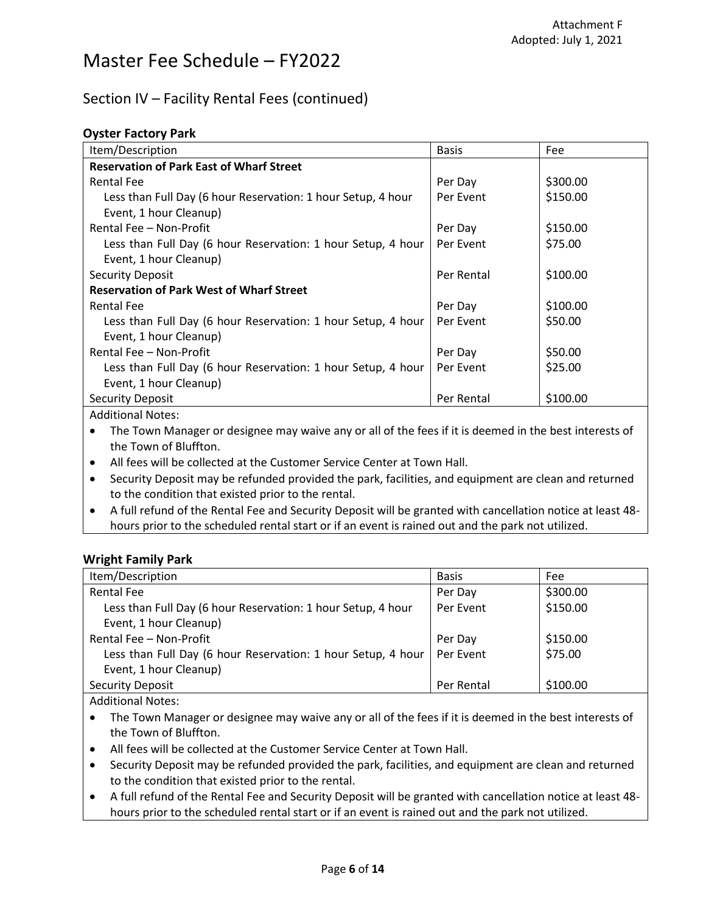Attachment F
Adopted: July 1, 2021

# Master Fee Schedule – FY2022

## Section IV – Facility Rental Fees (continued)

### Oyster Factory Park

| Item/Description | Basis | Fee |
|---|---|---|
| **Reservation of Park East of Wharf Street** | | |
| Rental Fee | Per Day | $300.00 |
| Less than Full Day (6 hour Reservation: 1 hour Setup, 4 hour Event, 1 hour Cleanup) | Per Event | $150.00 |
| Rental Fee – Non-Profit | Per Day | $150.00 |
| Less than Full Day (6 hour Reservation: 1 hour Setup, 4 hour Event, 1 hour Cleanup) | Per Event | $75.00 |
| Security Deposit | Per Rental | $100.00 |
| **Reservation of Park West of Wharf Street** | | |
| Rental Fee | Per Day | $100.00 |
| Less than Full Day (6 hour Reservation: 1 hour Setup, 4 hour Event, 1 hour Cleanup) | Per Event | $50.00 |
| Rental Fee – Non-Profit | Per Day | $50.00 |
| Less than Full Day (6 hour Reservation: 1 hour Setup, 4 hour Event, 1 hour Cleanup) | Per Event | $25.00 |
| Security Deposit | Per Rental | $100.00 |

Additional Notes:

- The Town Manager or designee may waive any or all of the fees if it is deemed in the best interests of the Town of Bluffton.
- All fees will be collected at the Customer Service Center at Town Hall.
- Security Deposit may be refunded provided the park, facilities, and equipment are clean and returned to the condition that existed prior to the rental.
- A full refund of the Rental Fee and Security Deposit will be granted with cancellation notice at least 48-hours prior to the scheduled rental start or if an event is rained out and the park not utilized.

### Wright Family Park

| Item/Description | Basis | Fee |
|---|---|---|
| Rental Fee | Per Day | $300.00 |
| Less than Full Day (6 hour Reservation: 1 hour Setup, 4 hour Event, 1 hour Cleanup) | Per Event | $150.00 |
| Rental Fee – Non-Profit | Per Day | $150.00 |
| Less than Full Day (6 hour Reservation: 1 hour Setup, 4 hour Event, 1 hour Cleanup) | Per Event | $75.00 |
| Security Deposit | Per Rental | $100.00 |

Additional Notes:

- The Town Manager or designee may waive any or all of the fees if it is deemed in the best interests of the Town of Bluffton.
- All fees will be collected at the Customer Service Center at Town Hall.
- Security Deposit may be refunded provided the park, facilities, and equipment are clean and returned to the condition that existed prior to the rental.
- A full refund of the Rental Fee and Security Deposit will be granted with cancellation notice at least 48-hours prior to the scheduled rental start or if an event is rained out and the park not utilized.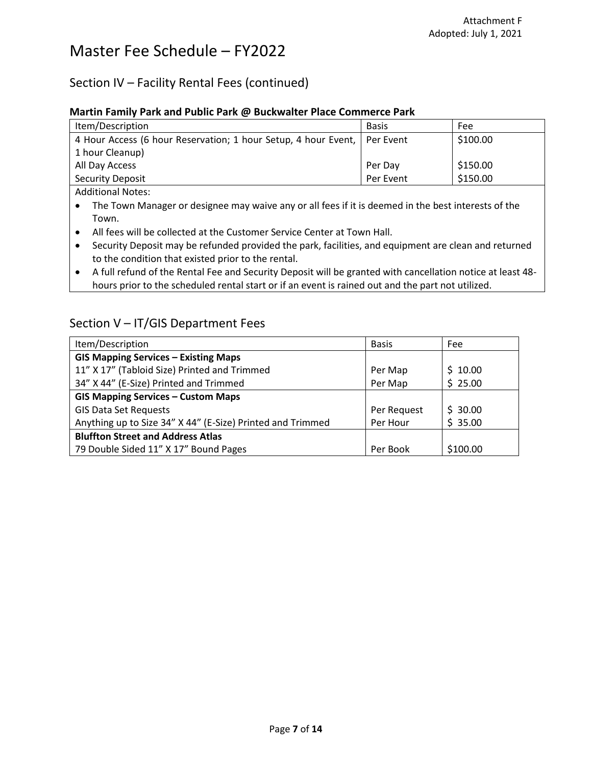Attachment F
Adopted: July 1, 2021

# Master Fee Schedule – FY2022

## Section IV – Facility Rental Fees (continued)

### Martin Family Park and Public Park @ Buckwalter Place Commerce Park

| Item/Description | Basis | Fee |
|---|---|---|
| 4 Hour Access (6 hour Reservation; 1 hour Setup, 4 hour Event, 1 hour Cleanup) | Per Event | $100.00 |
| All Day Access | Per Day | $150.00 |
| Security Deposit | Per Event | $150.00 |

Additional Notes:

- The Town Manager or designee may waive any or all fees if it is deemed in the best interests of the Town.
- All fees will be collected at the Customer Service Center at Town Hall.
- Security Deposit may be refunded provided the park, facilities, and equipment are clean and returned to the condition that existed prior to the rental.
- A full refund of the Rental Fee and Security Deposit will be granted with cancellation notice at least 48-hours prior to the scheduled rental start or if an event is rained out and the part not utilized.

## Section V – IT/GIS Department Fees

| Item/Description | Basis | Fee |
|---|---|---|
| **GIS Mapping Services – Existing Maps** | | |
| 11" X 17" (Tabloid Size) Printed and Trimmed | Per Map | $ 10.00 |
| 34" X 44" (E-Size) Printed and Trimmed | Per Map | $ 25.00 |
| **GIS Mapping Services – Custom Maps** | | |
| GIS Data Set Requests | Per Request | $ 30.00 |
| Anything up to Size 34" X 44" (E-Size) Printed and Trimmed | Per Hour | $ 35.00 |
| **Bluffton Street and Address Atlas** | | |
| 79 Double Sided 11" X 17" Bound Pages | Per Book | $100.00 |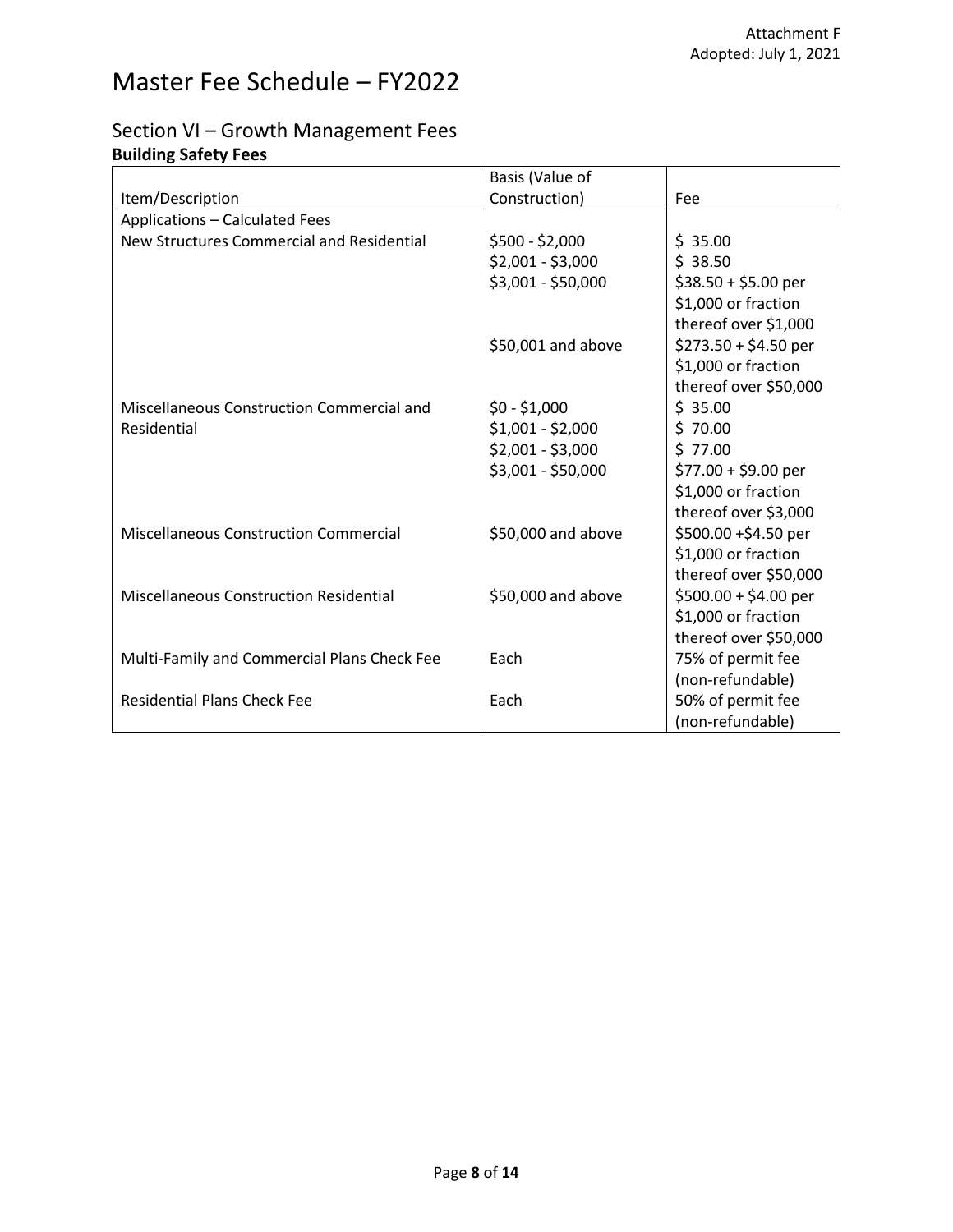Attachment F
Adopted: July 1, 2021

# Master Fee Schedule – FY2022

## Section VI – Growth Management Fees

### Building Safety Fees

| Item/Description | Basis (Value of Construction) | Fee |
|---|---|---|
| Applications – Calculated Fees | | |
| New Structures Commercial and Residential | $500 - $2,000 | $ 35.00 |
| | $2,001 - $3,000 | $ 38.50 |
| | $3,001 - $50,000 | $38.50 + $5.00 per $1,000 or fraction thereof over $1,000 |
| | $50,001 and above | $273.50 + $4.50 per $1,000 or fraction thereof over $50,000 |
| Miscellaneous Construction Commercial and Residential | $0 - $1,000 | $ 35.00 |
| | $1,001 - $2,000 | $ 70.00 |
| | $2,001 - $3,000 | $ 77.00 |
| | $3,001 - $50,000 | $77.00 + $9.00 per $1,000 or fraction thereof over $3,000 |
| Miscellaneous Construction Commercial | $50,000 and above | $500.00 +$4.50 per $1,000 or fraction thereof over $50,000 |
| Miscellaneous Construction Residential | $50,000 and above | $500.00 + $4.00 per $1,000 or fraction thereof over $50,000 |
| Multi-Family and Commercial Plans Check Fee | Each | 75% of permit fee (non-refundable) |
| Residential Plans Check Fee | Each | 50% of permit fee (non-refundable) |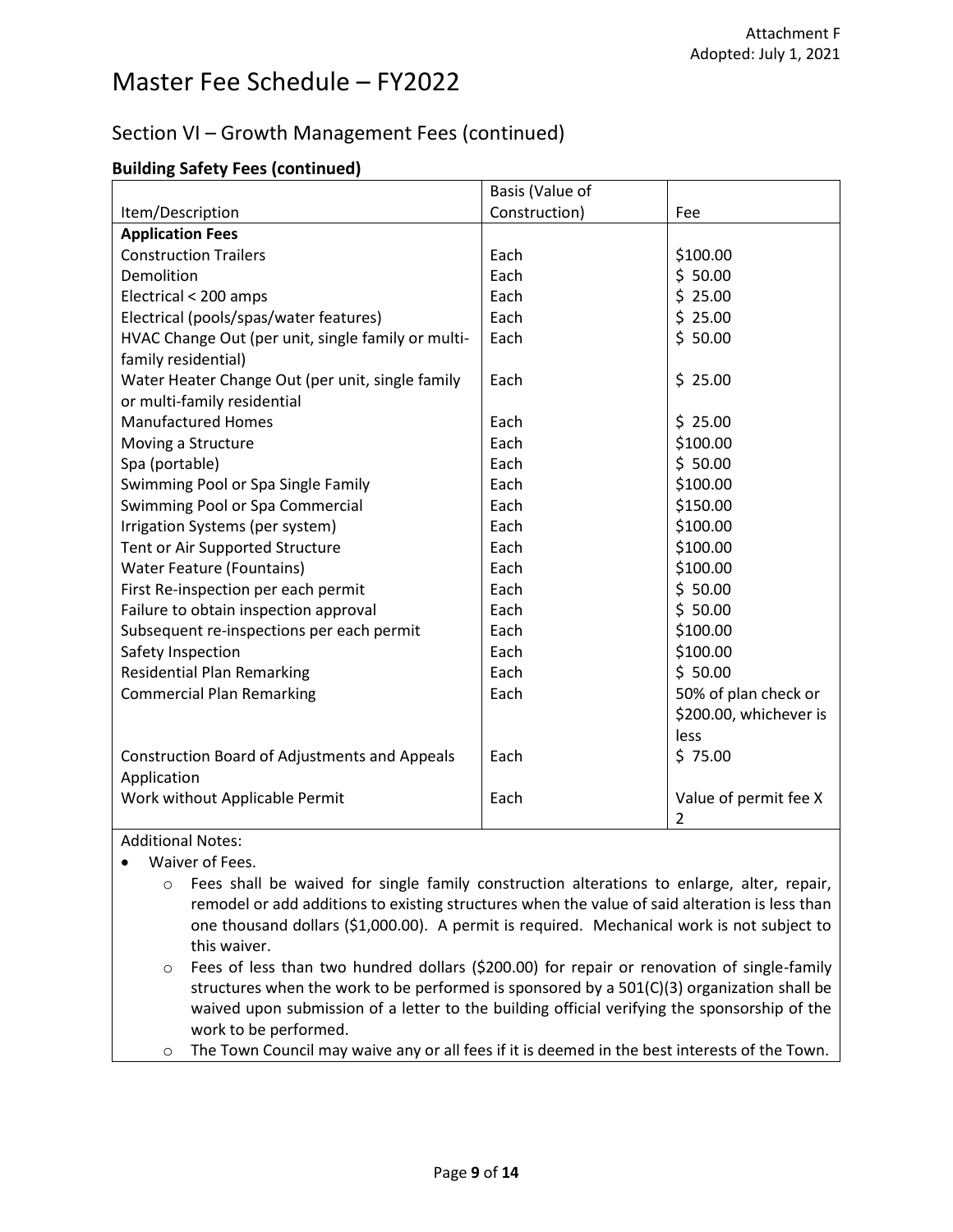Attachment F
Adopted: July 1, 2021

# Master Fee Schedule – FY2022

## Section VI – Growth Management Fees (continued)

### Building Safety Fees (continued)

| Item/Description | Basis (Value of Construction) | Fee |
|---|---|---|
| **Application Fees** | | |
| Construction Trailers | Each | $100.00 |
| Demolition | Each | $ 50.00 |
| Electrical < 200 amps | Each | $ 25.00 |
| Electrical (pools/spas/water features) | Each | $ 25.00 |
| HVAC Change Out (per unit, single family or multi-family residential) | Each | $ 50.00 |
| Water Heater Change Out (per unit, single family or multi-family residential | Each | $ 25.00 |
| Manufactured Homes | Each | $ 25.00 |
| Moving a Structure | Each | $100.00 |
| Spa (portable) | Each | $ 50.00 |
| Swimming Pool or Spa Single Family | Each | $100.00 |
| Swimming Pool or Spa Commercial | Each | $150.00 |
| Irrigation Systems (per system) | Each | $100.00 |
| Tent or Air Supported Structure | Each | $100.00 |
| Water Feature (Fountains) | Each | $100.00 |
| First Re-inspection per each permit | Each | $ 50.00 |
| Failure to obtain inspection approval | Each | $ 50.00 |
| Subsequent re-inspections per each permit | Each | $100.00 |
| Safety Inspection | Each | $100.00 |
| Residential Plan Remarking | Each | $ 50.00 |
| Commercial Plan Remarking | Each | 50% of plan check or $200.00, whichever is less |
| Construction Board of Adjustments and Appeals Application | Each | $ 75.00 |
| Work without Applicable Permit | Each | Value of permit fee X 2 |

Additional Notes:

- Waiver of Fees.
  - Fees shall be waived for single family construction alterations to enlarge, alter, repair, remodel or add additions to existing structures when the value of said alteration is less than one thousand dollars ($1,000.00). A permit is required. Mechanical work is not subject to this waiver.
  - Fees of less than two hundred dollars ($200.00) for repair or renovation of single-family structures when the work to be performed is sponsored by a 501(C)(3) organization shall be waived upon submission of a letter to the building official verifying the sponsorship of the work to be performed.
  - The Town Council may waive any or all fees if it is deemed in the best interests of the Town.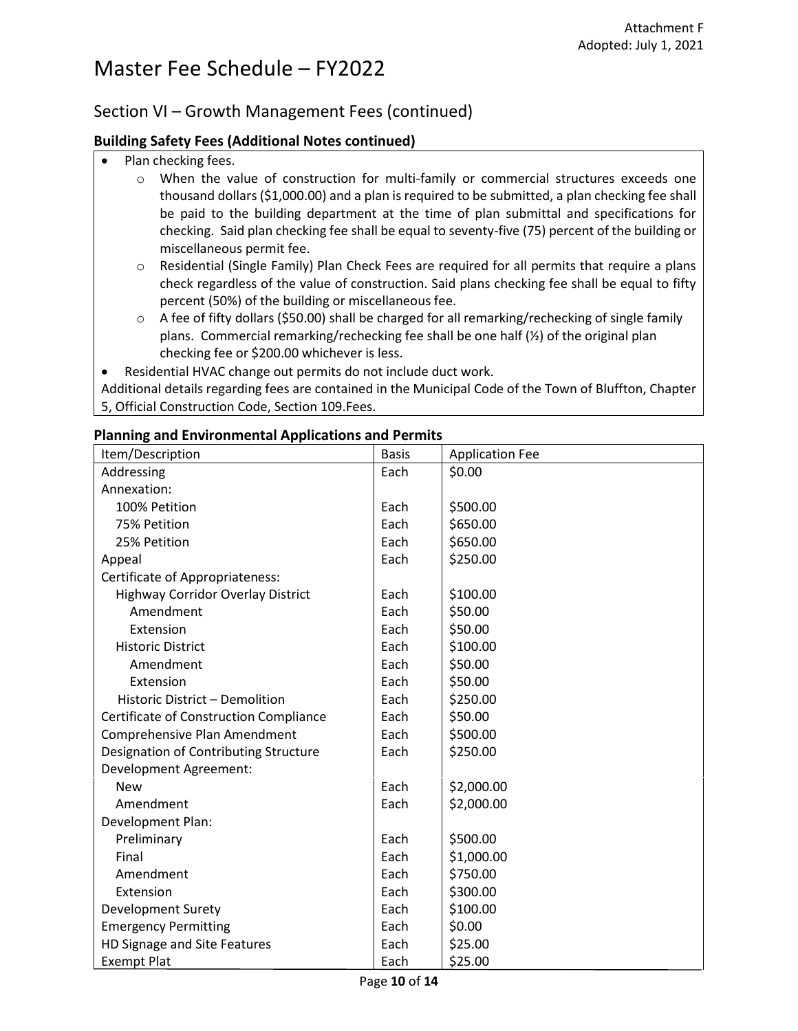Attachment F
Adopted: July 1, 2021

# Master Fee Schedule – FY2022

## Section VI – Growth Management Fees (continued)

### Building Safety Fees (Additional Notes continued)

- Plan checking fees.
  - When the value of construction for multi-family or commercial structures exceeds one thousand dollars ($1,000.00) and a plan is required to be submitted, a plan checking fee shall be paid to the building department at the time of plan submittal and specifications for checking. Said plan checking fee shall be equal to seventy-five (75) percent of the building or miscellaneous permit fee.
  - Residential (Single Family) Plan Check Fees are required for all permits that require a plans check regardless of the value of construction. Said plans checking fee shall be equal to fifty percent (50%) of the building or miscellaneous fee.
  - A fee of fifty dollars ($50.00) shall be charged for all remarking/rechecking of single family plans. Commercial remarking/rechecking fee shall be one half (½) of the original plan checking fee or $200.00 whichever is less.
- Residential HVAC change out permits do not include duct work.

Additional details regarding fees are contained in the Municipal Code of the Town of Bluffton, Chapter 5, Official Construction Code, Section 109.Fees.

### Planning and Environmental Applications and Permits

| Item/Description | Basis | Application Fee |
|---|---|---|
| Addressing | Each | $0.00 |
| Annexation: | | |
| 100% Petition | Each | $500.00 |
| 75% Petition | Each | $650.00 |
| 25% Petition | Each | $650.00 |
| Appeal | Each | $250.00 |
| Certificate of Appropriateness: | | |
| Highway Corridor Overlay District | Each | $100.00 |
| Amendment | Each | $50.00 |
| Extension | Each | $50.00 |
| Historic District | Each | $100.00 |
| Amendment | Each | $50.00 |
| Extension | Each | $50.00 |
| Historic District – Demolition | Each | $250.00 |
| Certificate of Construction Compliance | Each | $50.00 |
| Comprehensive Plan Amendment | Each | $500.00 |
| Designation of Contributing Structure | Each | $250.00 |
| Development Agreement: | | |
| New | Each | $2,000.00 |
| Amendment | Each | $2,000.00 |
| Development Plan: | | |
| Preliminary | Each | $500.00 |
| Final | Each | $1,000.00 |
| Amendment | Each | $750.00 |
| Extension | Each | $300.00 |
| Development Surety | Each | $100.00 |
| Emergency Permitting | Each | $0.00 |
| HD Signage and Site Features | Each | $25.00 |
| Exempt Plat | Each | $25.00 |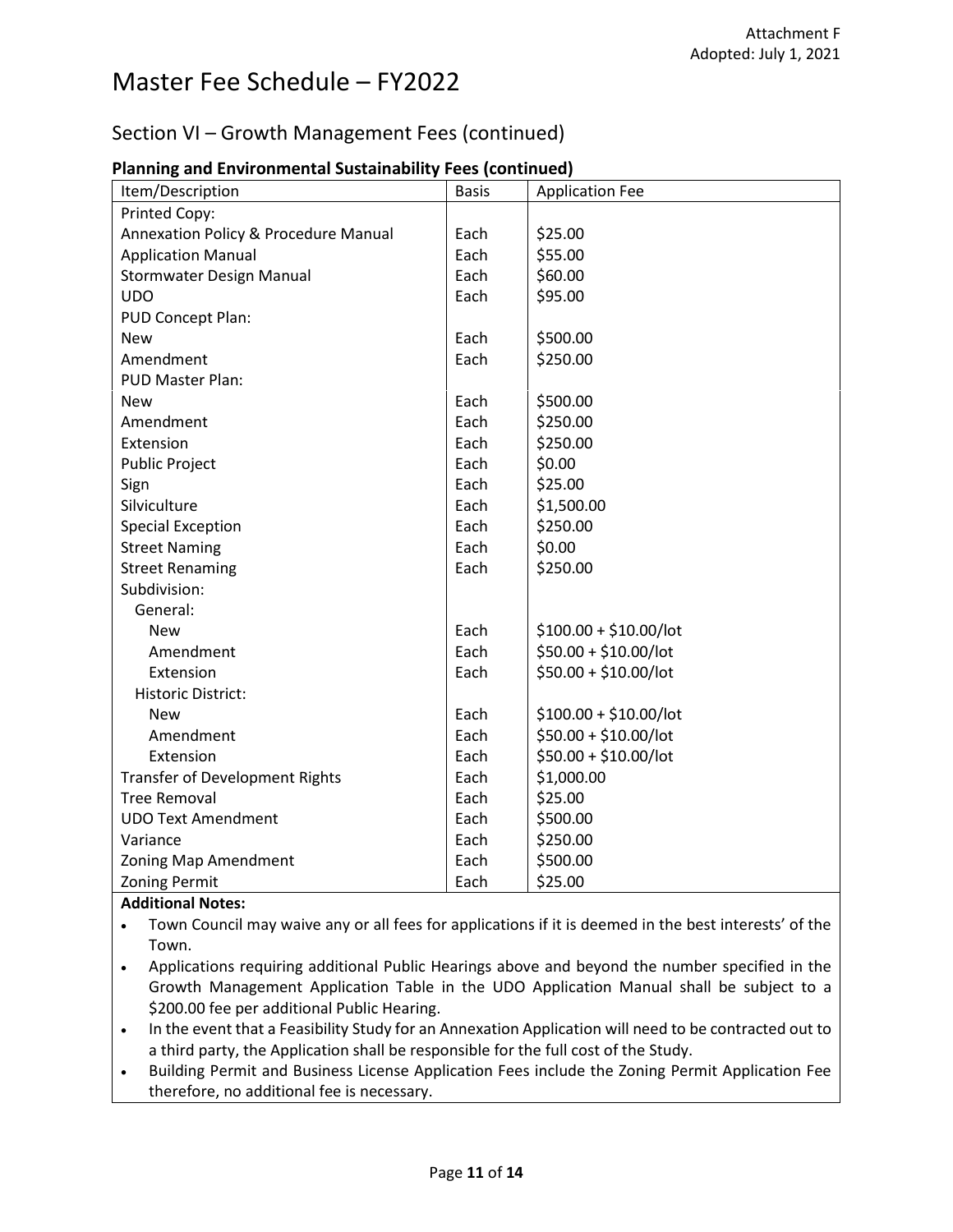Attachment F
Adopted: July 1, 2021

# Master Fee Schedule – FY2022

## Section VI – Growth Management Fees (continued)

### Planning and Environmental Sustainability Fees (continued)

| Item/Description | Basis | Application Fee |
|---|---|---|
| Printed Copy: | | |
| Annexation Policy & Procedure Manual | Each | $25.00 |
| Application Manual | Each | $55.00 |
| Stormwater Design Manual | Each | $60.00 |
| UDO | Each | $95.00 |
| PUD Concept Plan: | | |
| New | Each | $500.00 |
| Amendment | Each | $250.00 |
| PUD Master Plan: | | |
| New | Each | $500.00 |
| Amendment | Each | $250.00 |
| Extension | Each | $250.00 |
| Public Project | Each | $0.00 |
| Sign | Each | $25.00 |
| Silviculture | Each | $1,500.00 |
| Special Exception | Each | $250.00 |
| Street Naming | Each | $0.00 |
| Street Renaming | Each | $250.00 |
| Subdivision: | | |
| General: | | |
| New | Each | $100.00 + $10.00/lot |
| Amendment | Each | $50.00 + $10.00/lot |
| Extension | Each | $50.00 + $10.00/lot |
| Historic District: | | |
| New | Each | $100.00 + $10.00/lot |
| Amendment | Each | $50.00 + $10.00/lot |
| Extension | Each | $50.00 + $10.00/lot |
| Transfer of Development Rights | Each | $1,000.00 |
| Tree Removal | Each | $25.00 |
| UDO Text Amendment | Each | $500.00 |
| Variance | Each | $250.00 |
| Zoning Map Amendment | Each | $500.00 |
| Zoning Permit | Each | $25.00 |

**Additional Notes:**

- Town Council may waive any or all fees for applications if it is deemed in the best interests' of the Town.
- Applications requiring additional Public Hearings above and beyond the number specified in the Growth Management Application Table in the UDO Application Manual shall be subject to a $200.00 fee per additional Public Hearing.
- In the event that a Feasibility Study for an Annexation Application will need to be contracted out to a third party, the Application shall be responsible for the full cost of the Study.
- Building Permit and Business License Application Fees include the Zoning Permit Application Fee therefore, no additional fee is necessary.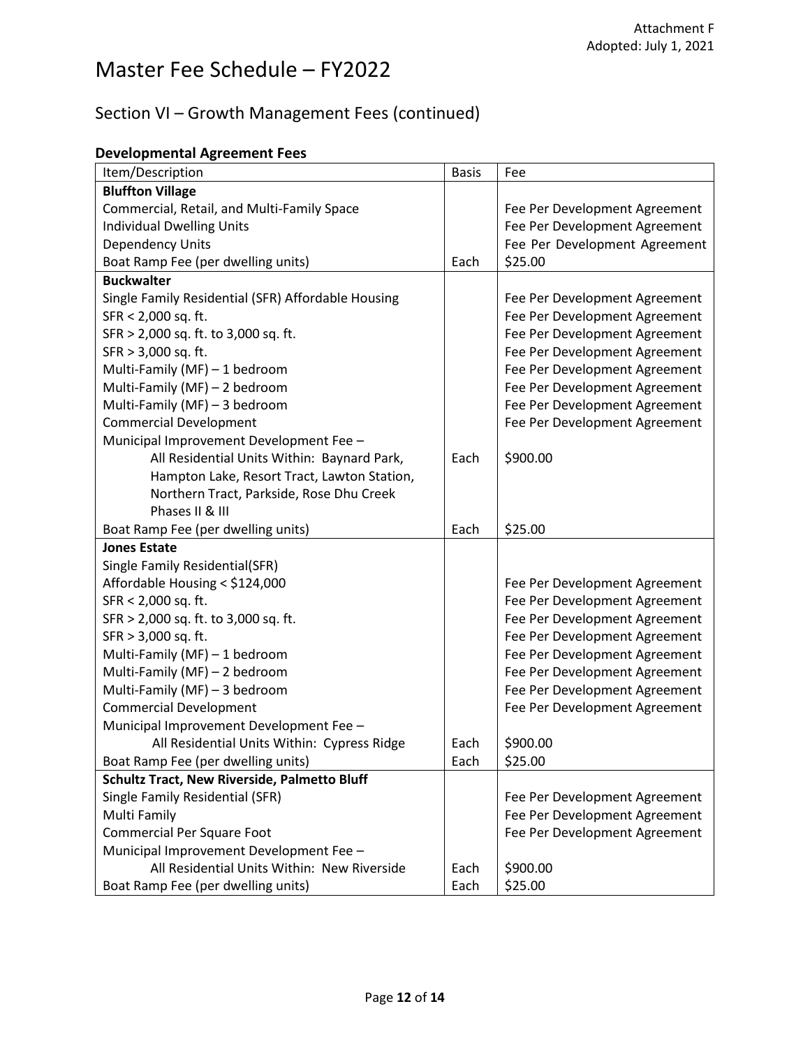Attachment F
Adopted: July 1, 2021

# Master Fee Schedule – FY2022

## Section VI – Growth Management Fees (continued)

### Developmental Agreement Fees

| Item/Description | Basis | Fee |
|---|---|---|
| **Bluffton Village** | | |
| Commercial, Retail, and Multi-Family Space | | Fee Per Development Agreement |
| Individual Dwelling Units | | Fee Per Development Agreement |
| Dependency Units | | Fee Per Development Agreement |
| Boat Ramp Fee (per dwelling units) | Each | $25.00 |
| **Buckwalter** | | |
| Single Family Residential (SFR) Affordable Housing | | Fee Per Development Agreement |
| SFR < 2,000 sq. ft. | | Fee Per Development Agreement |
| SFR > 2,000 sq. ft. to 3,000 sq. ft. | | Fee Per Development Agreement |
| SFR > 3,000 sq. ft. | | Fee Per Development Agreement |
| Multi-Family (MF) – 1 bedroom | | Fee Per Development Agreement |
| Multi-Family (MF) – 2 bedroom | | Fee Per Development Agreement |
| Multi-Family (MF) – 3 bedroom | | Fee Per Development Agreement |
| Commercial Development | | Fee Per Development Agreement |
| Municipal Improvement Development Fee – All Residential Units Within: Baynard Park, Hampton Lake, Resort Tract, Lawton Station, Northern Tract, Parkside, Rose Dhu Creek Phases II & III | Each | $900.00 |
| Boat Ramp Fee (per dwelling units) | Each | $25.00 |
| **Jones Estate** | | |
| Single Family Residential(SFR) | | |
| Affordable Housing < $124,000 | | Fee Per Development Agreement |
| SFR < 2,000 sq. ft. | | Fee Per Development Agreement |
| SFR > 2,000 sq. ft. to 3,000 sq. ft. | | Fee Per Development Agreement |
| SFR > 3,000 sq. ft. | | Fee Per Development Agreement |
| Multi-Family (MF) – 1 bedroom | | Fee Per Development Agreement |
| Multi-Family (MF) – 2 bedroom | | Fee Per Development Agreement |
| Multi-Family (MF) – 3 bedroom | | Fee Per Development Agreement |
| Commercial Development | | Fee Per Development Agreement |
| Municipal Improvement Development Fee – All Residential Units Within: Cypress Ridge | Each | $900.00 |
| Boat Ramp Fee (per dwelling units) | Each | $25.00 |
| **Schultz Tract, New Riverside, Palmetto Bluff** | | |
| Single Family Residential (SFR) | | Fee Per Development Agreement |
| Multi Family | | Fee Per Development Agreement |
| Commercial Per Square Foot | | Fee Per Development Agreement |
| Municipal Improvement Development Fee – All Residential Units Within: New Riverside | Each | $900.00 |
| Boat Ramp Fee (per dwelling units) | Each | $25.00 |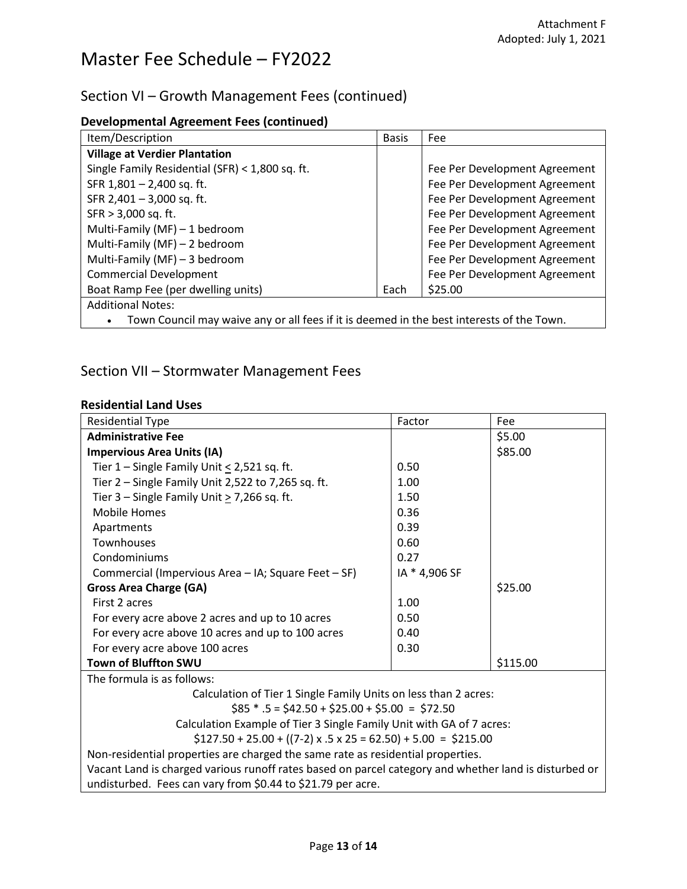# Master Fee Schedule – FY2022

## Section VI – Growth Management Fees (continued)

### Developmental Agreement Fees (continued)

| Item/Description | Basis | Fee |
|---|---|---|
| **Village at Verdier Plantation** | | |
| Single Family Residential (SFR) < 1,800 sq. ft. | | Fee Per Development Agreement |
| SFR 1,801 – 2,400 sq. ft. | | Fee Per Development Agreement |
| SFR 2,401 – 3,000 sq. ft. | | Fee Per Development Agreement |
| SFR > 3,000 sq. ft. | | Fee Per Development Agreement |
| Multi-Family (MF) – 1 bedroom | | Fee Per Development Agreement |
| Multi-Family (MF) – 2 bedroom | | Fee Per Development Agreement |
| Multi-Family (MF) – 3 bedroom | | Fee Per Development Agreement |
| Commercial Development | | Fee Per Development Agreement |
| Boat Ramp Fee (per dwelling units) | Each | $25.00 |

Additional Notes:

- Town Council may waive any or all fees if it is deemed in the best interests of the Town.

## Section VII – Stormwater Management Fees

### Residential Land Uses

| Residential Type | Factor | Fee |
|---|---|---|
| **Administrative Fee** | | $5.00 |
| **Impervious Area Units (IA)** | | $85.00 |
| Tier 1 – Single Family Unit ≤ 2,521 sq. ft. | 0.50 | |
| Tier 2 – Single Family Unit 2,522 to 7,265 sq. ft. | 1.00 | |
| Tier 3 – Single Family Unit ≥ 7,266 sq. ft. | 1.50 | |
| Mobile Homes | 0.36 | |
| Apartments | 0.39 | |
| Townhouses | 0.60 | |
| Condominiums | 0.27 | |
| Commercial (Impervious Area – IA; Square Feet – SF) | IA * 4,906 SF | |
| **Gross Area Charge (GA)** | | $25.00 |
| First 2 acres | 1.00 | |
| For every acre above 2 acres and up to 10 acres | 0.50 | |
| For every acre above 10 acres and up to 100 acres | 0.40 | |
| For every acre above 100 acres | 0.30 | |
| **Town of Bluffton SWU** | | $115.00 |

The formula is as follows:

Calculation of Tier 1 Single Family Units on less than 2 acres:

$85 * .5 = $42.50 + $25.00 + $5.00 = $72.50

Calculation Example of Tier 3 Single Family Unit with GA of 7 acres:

$127.50 + 25.00 + ((7-2) x .5 x 25 = 62.50) + 5.00 = $215.00

Non-residential properties are charged the same rate as residential properties.

Vacant Land is charged various runoff rates based on parcel category and whether land is disturbed or undisturbed. Fees can vary from $0.44 to $21.79 per acre.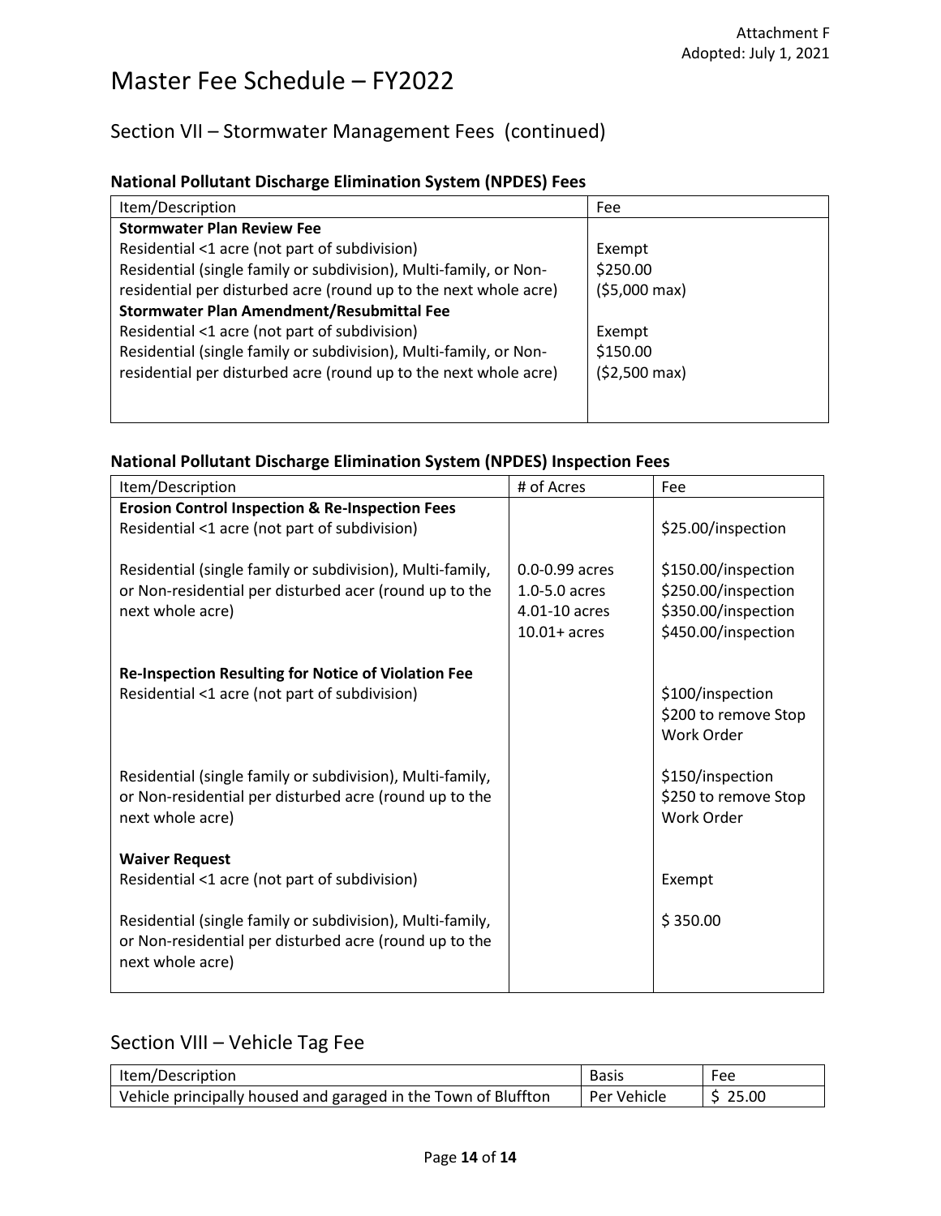Attachment F
Adopted: July 1, 2021

# Master Fee Schedule – FY2022

## Section VII – Stormwater Management Fees (continued)

### National Pollutant Discharge Elimination System (NPDES) Fees

| Item/Description | Fee |
|---|---|
| **Stormwater Plan Review Fee** | |
| Residential <1 acre (not part of subdivision) | Exempt |
| Residential (single family or subdivision), Multi-family, or Non-residential per disturbed acre (round up to the next whole acre) | $250.00 ($5,000 max) |
| **Stormwater Plan Amendment/Resubmittal Fee** | |
| Residential <1 acre (not part of subdivision) | Exempt |
| Residential (single family or subdivision), Multi-family, or Non-residential per disturbed acre (round up to the next whole acre) | $150.00 ($2,500 max) |

### National Pollutant Discharge Elimination System (NPDES) Inspection Fees

| Item/Description | # of Acres | Fee |
|---|---|---|
| **Erosion Control Inspection & Re-Inspection Fees** | | |
| Residential <1 acre (not part of subdivision) | | $25.00/inspection |
| Residential (single family or subdivision), Multi-family, or Non-residential per disturbed acer (round up to the next whole acre) | 0.0-0.99 acres | $150.00/inspection |
| | 1.0-5.0 acres | $250.00/inspection |
| | 4.01-10 acres | $350.00/inspection |
| | 10.01+ acres | $450.00/inspection |
| **Re-Inspection Resulting for Notice of Violation Fee** | | |
| Residential <1 acre (not part of subdivision) | | $100/inspection<br>$200 to remove Stop Work Order |
| Residential (single family or subdivision), Multi-family, or Non-residential per disturbed acre (round up to the next whole acre) | | $150/inspection<br>$250 to remove Stop Work Order |
| **Waiver Request** | | |
| Residential <1 acre (not part of subdivision) | | Exempt |
| Residential (single family or subdivision), Multi-family, or Non-residential per disturbed acre (round up to the next whole acre) | | $ 350.00 |

## Section VIII – Vehicle Tag Fee

| Item/Description | Basis | Fee |
|---|---|---|
| Vehicle principally housed and garaged in the Town of Bluffton | Per Vehicle | $ 25.00 |